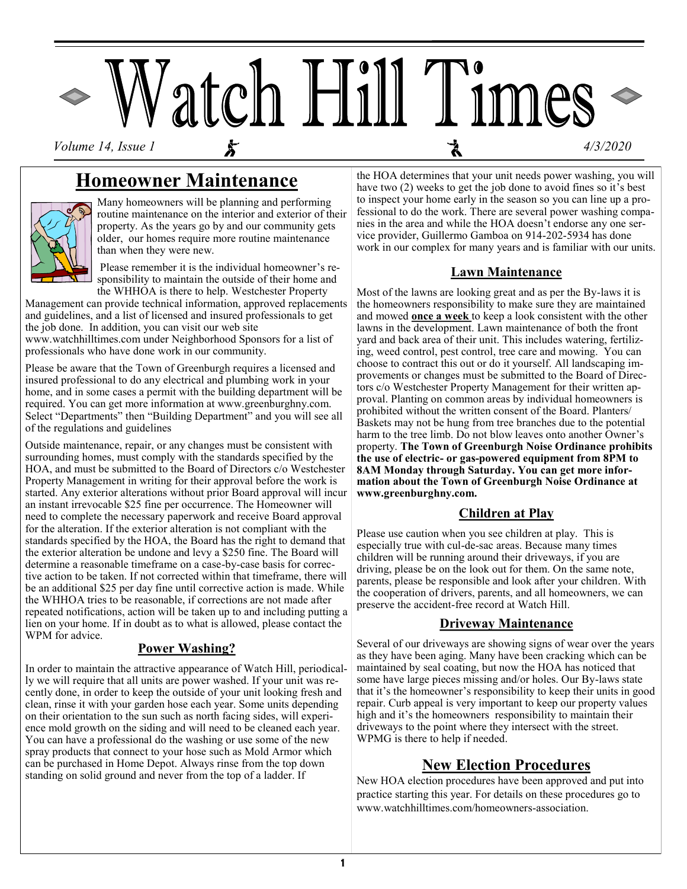# Watch Hill Times

*Volume 14, Issue 1* *4/3/2020*

## Homeowner Maintenance

Many homeowners will be planning and performing routine maintenance on the interior and exterior of their property. As the years go by and our community gets older, our homes require more routine maintenance than when they were new.

Please remember it is the individual homeowner's responsibility to maintain the outside of their home and the WHHOA is there to help. Westchester Property Management can provide technical information, approved replacements and guidelines, and a list of licensed and insured professionals to get the job done. In addition, you can visit our web site www.watchhilltimes.com under Neighborhood Sponsors for a list of professionals who have done work in our community.

Please be aware that the Town of Greenburgh requires a licensed and insured professional to do any electrical and plumbing work in your home, and in some cases a permit with the building department will be required. You can get more information at www.greenburghny.com. Select "Departments" then "Building Department" and you will see all of the regulations and guidelines

Outside maintenance, repair, or any changes must be consistent with surrounding homes, must comply with the standards specified by the HOA, and must be submitted to the Board of Directors c/o Westchester Property Management in writing for their approval before the work is started. Any exterior alterations without prior Board approval will incur an instant irrevocable $25 fine per occurrence. The Homeowner will need to complete the necessary paperwork and receive Board approval for the alteration. If the exterior alteration is not compliant with the standards specified by the HOA, the Board has the right to demand that the exterior alteration be undone and levy a $250 fine. The Board will determine a reasonable timeframe on a case-by-case basis for corrective action to be taken. If not corrected within that timeframe, there will be an additional $25 per day fine until corrective action is made. While the WHHOA tries to be reasonable, if corrections are not made after repeated notifications, action will be taken up to and including putting a lien on your home. If in doubt as to what is allowed, please contact the WPM for advice.

### Power Washing?

In order to maintain the attractive appearance of Watch Hill, periodically we will require that all units are power washed. If your unit was recently done, in order to keep the outside of your unit looking fresh and clean, rinse it with your garden hose each year. Some units depending on their orientation to the sun such as north facing sides, will experience mold growth on the siding and will need to be cleaned each year. You can have a professional do the washing or use some of the new spray products that connect to your hose such as Mold Armor which can be purchased in Home Depot. Always rinse from the top down standing on solid ground and never from the top of a ladder. If the HOA determines that your unit needs power washing, you will have two (2) weeks to get the job done to avoid fines so it's best to inspect your home early in the season so you can line up a professional to do the work. There are several power washing companies in the area and while the HOA doesn't endorse any one service provider, Guillermo Gamboa on 914-202-5934 has done work in our complex for many years and is familiar with our units.

### Lawn Maintenance

Most of the lawns are looking great and as per the By-laws it is the homeowners responsibility to make sure they are maintained and mowed **once a week** to keep a look consistent with the other lawns in the development. Lawn maintenance of both the front yard and back area of their unit. This includes watering, fertilizing, weed control, pest control, tree care and mowing. You can choose to contract this out or do it yourself. All landscaping improvements or changes must be submitted to the Board of Directors c/o Westchester Property Management for their written approval. Planting on common areas by individual homeowners is prohibited without the written consent of the Board. Planters/Baskets may not be hung from tree branches due to the potential harm to the tree limb. Do not blow leaves onto another Owner's property. **The Town of Greenburgh Noise Ordinance prohibits the use of electric- or gas-powered equipment from 8PM to 8AM Monday through Saturday. You can get more information about the Town of Greenburgh Noise Ordinance at www.greenburghny.com.**

### Children at Play

Please use caution when you see children at play. This is especially true with cul-de-sac areas. Because many times children will be running around their driveways, if you are driving, please be on the look out for them. On the same note, parents, please be responsible and look after your children. With the cooperation of drivers, parents, and all homeowners, we can preserve the accident-free record at Watch Hill.

### Driveway Maintenance

Several of our driveways are showing signs of wear over the years as they have been aging. Many have been cracking which can be maintained by seal coating, but now the HOA has noticed that some have large pieces missing and/or holes. Our By-laws state that it's the homeowner's responsibility to keep their units in good repair. Curb appeal is very important to keep our property values high and it's the homeowners responsibility to maintain their driveways to the point where they intersect with the street. WPMG is there to help if needed.

## New Election Procedures

New HOA election procedures have been approved and put into practice starting this year. For details on these procedures go to www.watchhilltimes.com/homeowners-association.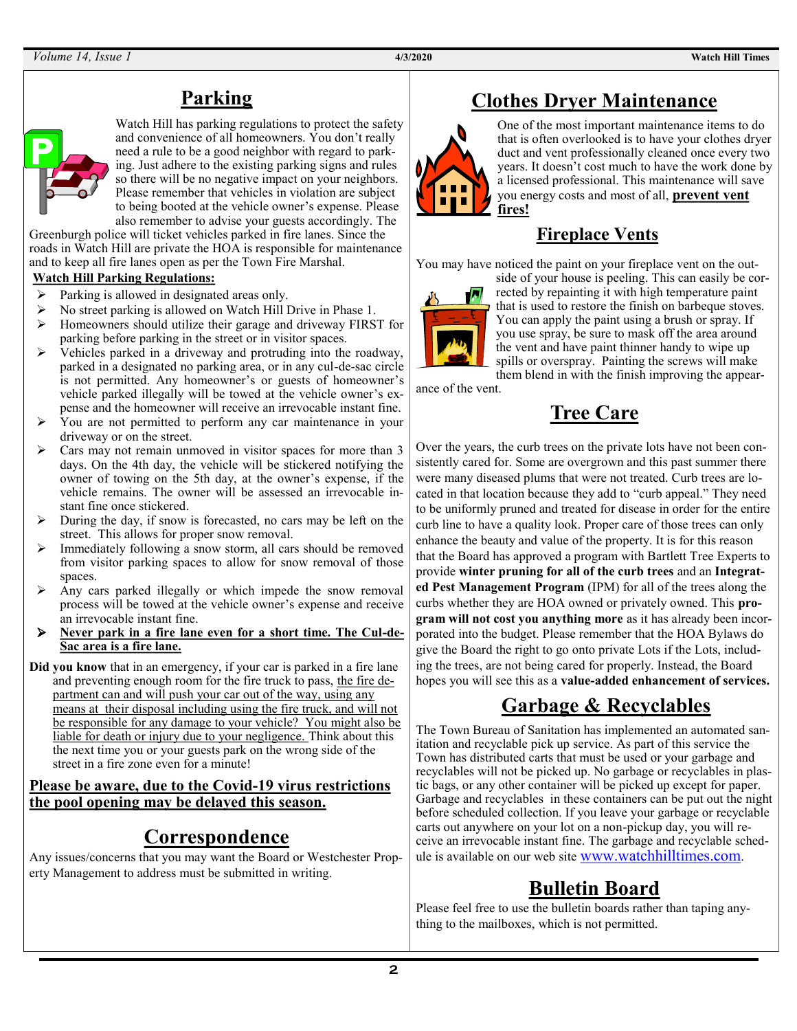## Parking

Watch Hill has parking regulations to protect the safety and convenience of all homeowners. You don't really need a rule to be a good neighbor with regard to parking. Just adhere to the existing parking signs and rules so there will be no negative impact on your neighbors. Please remember that vehicles in violation are subject to being booted at the vehicle owner's expense. Please also remember to advise your guests accordingly. The Greenburgh police will ticket vehicles parked in fire lanes. Since the roads in Watch Hill are private the HOA is responsible for maintenance and to keep all fire lanes open as per the Town Fire Marshal.

**Watch Hill Parking Regulations:**

- Parking is allowed in designated areas only.
- No street parking is allowed on Watch Hill Drive in Phase 1.
- Homeowners should utilize their garage and driveway FIRST for parking before parking in the street or in visitor spaces.
- Vehicles parked in a driveway and protruding into the roadway, parked in a designated no parking area, or in any cul-de-sac circle is not permitted. Any homeowner's or guests of homeowner's vehicle parked illegally will be towed at the vehicle owner's expense and the homeowner will receive an irrevocable instant fine.
- You are not permitted to perform any car maintenance in your driveway or on the street.
- Cars may not remain unmoved in visitor spaces for more than 3 days. On the 4th day, the vehicle will be stickered notifying the owner of towing on the 5th day, at the owner's expense, if the vehicle remains. The owner will be assessed an irrevocable instant fine once stickered.
- During the day, if snow is forecasted, no cars may be left on the street. This allows for proper snow removal.
- Immediately following a snow storm, all cars should be removed from visitor parking spaces to allow for snow removal of those spaces.
- Any cars parked illegally or which impede the snow removal process will be towed at the vehicle owner's expense and receive an irrevocable instant fine.
- **Never park in a fire lane even for a short time. The Cul-de-Sac area is a fire lane.**

**Did you know** that in an emergency, if your car is parked in a fire lane and preventing enough room for the fire truck to pass, the fire department can and will push your car out of the way, using any means at their disposal including using the fire truck, and will not be responsible for any damage to your vehicle? You might also be liable for death or injury due to your negligence. Think about this the next time you or your guests park on the wrong side of the street in a fire zone even for a minute!

**Please be aware, due to the Covid-19 virus restrictions the pool opening may be delayed this season.**

## Correspondence

Any issues/concerns that you may want the Board or Westchester Property Management to address must be submitted in writing.

## Clothes Dryer Maintenance

One of the most important maintenance items to do that is often overlooked is to have your clothes dryer duct and vent professionally cleaned once every two years. It doesn't cost much to have the work done by a licensed professional. This maintenance will save you energy costs and most of all, **prevent vent fires!**

## Fireplace Vents

You may have noticed the paint on your fireplace vent on the outside of your house is peeling. This can easily be corrected by repainting it with high temperature paint that is used to restore the finish on barbeque stoves. You can apply the paint using a brush or spray. If you use spray, be sure to mask off the area around the vent and have paint thinner handy to wipe up spills or overspray. Painting the screws will make them blend in with the finish improving the appearance of the vent.

## Tree Care

Over the years, the curb trees on the private lots have not been consistently cared for. Some are overgrown and this past summer there were many diseased plums that were not treated. Curb trees are located in that location because they add to "curb appeal." They need to be uniformly pruned and treated for disease in order for the entire curb line to have a quality look. Proper care of those trees can only enhance the beauty and value of the property. It is for this reason that the Board has approved a program with Bartlett Tree Experts to provide **winter pruning for all of the curb trees** and an **Integrated Pest Management Program** (IPM) for all of the trees along the curbs whether they are HOA owned or privately owned. This **program will not cost you anything more** as it has already been incorporated into the budget. Please remember that the HOA Bylaws do give the Board the right to go onto private Lots if the Lots, including the trees, are not being cared for properly. Instead, the Board hopes you will see this as a **value-added enhancement of services.**

## Garbage & Recyclables

The Town Bureau of Sanitation has implemented an automated sanitation and recyclable pick up service. As part of this service the Town has distributed carts that must be used or your garbage and recyclables will not be picked up. No garbage or recyclables in plastic bags, or any other container will be picked up except for paper. Garbage and recyclables in these containers can be put out the night before scheduled collection. If you leave your garbage or recyclable carts out anywhere on your lot on a non-pickup day, you will receive an irrevocable instant fine. The garbage and recyclable schedule is available on our web site www.watchhilltimes.com.

## Bulletin Board

Please feel free to use the bulletin boards rather than taping anything to the mailboxes, which is not permitted.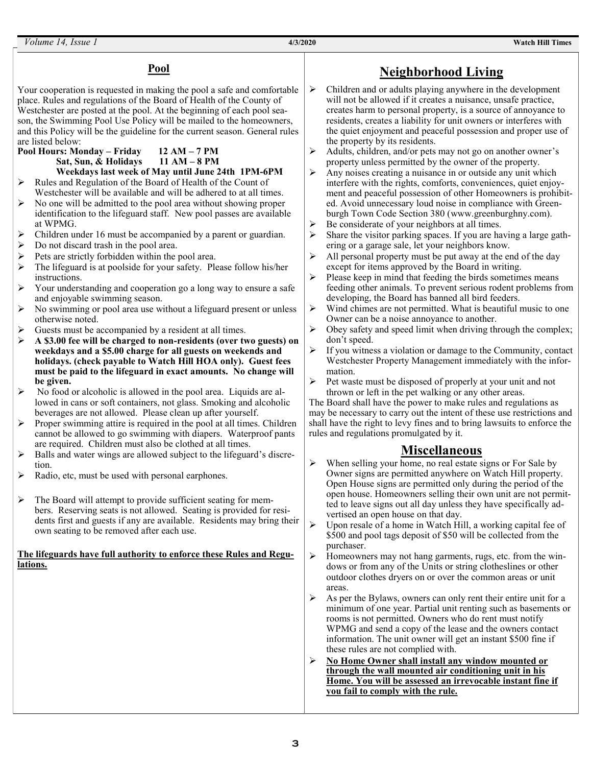## Pool

Your cooperation is requested in making the pool a safe and comfortable place. Rules and regulations of the Board of Health of the County of Westchester are posted at the pool. At the beginning of each pool season, the Swimming Pool Use Policy will be mailed to the homeowners, and this Policy will be the guideline for the current season. General rules are listed below:

**Pool Hours: Monday – Friday 12 AM – 7 PM**
**Sat, Sun, & Holidays 11 AM – 8 PM**
**Weekdays last week of May until June 24th 1PM-6PM**

- Rules and Regulation of the Board of Health of the Count of Westchester will be available and will be adhered to at all times.
- No one will be admitted to the pool area without showing proper identification to the lifeguard staff. New pool passes are available at WPMG.
- Children under 16 must be accompanied by a parent or guardian.
- Do not discard trash in the pool area.
- Pets are strictly forbidden within the pool area.
- The lifeguard is at poolside for your safety. Please follow his/her instructions.
- Your understanding and cooperation go a long way to ensure a safe and enjoyable swimming season.
- No swimming or pool area use without a lifeguard present or unless otherwise noted.
- Guests must be accompanied by a resident at all times.
- **A $3.00 fee will be charged to non-residents (over two guests) on weekdays and a $5.00 charge for all guests on weekends and holidays. (check payable to Watch Hill HOA only). Guest fees must be paid to the lifeguard in exact amounts. No change will be given.**
- No food or alcoholic is allowed in the pool area. Liquids are allowed in cans or soft containers, not glass. Smoking and alcoholic beverages are not allowed. Please clean up after yourself.
- Proper swimming attire is required in the pool at all times. Children cannot be allowed to go swimming with diapers. Waterproof pants are required. Children must also be clothed at all times.
- Balls and water wings are allowed subject to the lifeguard's discretion.
- Radio, etc, must be used with personal earphones.
- The Board will attempt to provide sufficient seating for members. Reserving seats is not allowed. Seating is provided for residents first and guests if any are available. Residents may bring their own seating to be removed after each use.

**The lifeguards have full authority to enforce these Rules and Regulations.**

## Neighborhood Living

- Children and or adults playing anywhere in the development will not be allowed if it creates a nuisance, unsafe practice, creates harm to personal property, is a source of annoyance to residents, creates a liability for unit owners or interferes with the quiet enjoyment and peaceful possession and proper use of the property by its residents.
- Adults, children, and/or pets may not go on another owner's property unless permitted by the owner of the property.
- Any noises creating a nuisance in or outside any unit which interfere with the rights, comforts, conveniences, quiet enjoyment and peaceful possession of other Homeowners is prohibited. Avoid unnecessary loud noise in compliance with Greenburgh Town Code Section 380 (www.greenburghny.com).
- Be considerate of your neighbors at all times.
- Share the visitor parking spaces. If you are having a large gathering or a garage sale, let your neighbors know.
- All personal property must be put away at the end of the day except for items approved by the Board in writing.
- Please keep in mind that feeding the birds sometimes means feeding other animals. To prevent serious rodent problems from developing, the Board has banned all bird feeders.
- Wind chimes are not permitted. What is beautiful music to one Owner can be a noise annoyance to another.
- Obey safety and speed limit when driving through the complex; don't speed.
- If you witness a violation or damage to the Community, contact Westchester Property Management immediately with the information.
- Pet waste must be disposed of properly at your unit and not thrown or left in the pet walking or any other areas.

The Board shall have the power to make rules and regulations as may be necessary to carry out the intent of these use restrictions and shall have the right to levy fines and to bring lawsuits to enforce the rules and regulations promulgated by it.

## Miscellaneous

- When selling your home, no real estate signs or For Sale by Owner signs are permitted anywhere on Watch Hill property. Open House signs are permitted only during the period of the open house. Homeowners selling their own unit are not permitted to leave signs out all day unless they have specifically advertised an open house on that day.
- Upon resale of a home in Watch Hill, a working capital fee of $500 and pool tags deposit of $50 will be collected from the purchaser.
- Homeowners may not hang garments, rugs, etc. from the windows or from any of the Units or string clotheslines or other outdoor clothes dryers on or over the common areas or unit areas.
- As per the Bylaws, owners can only rent their entire unit for a minimum of one year. Partial unit renting such as basements or rooms is not permitted. Owners who do rent must notify WPMG and send a copy of the lease and the owners contact information. The unit owner will get an instant $500 fine if these rules are not complied with.
- **No Home Owner shall install any window mounted or through the wall mounted air conditioning unit in his Home. You will be assessed an irrevocable instant fine if you fail to comply with the rule.**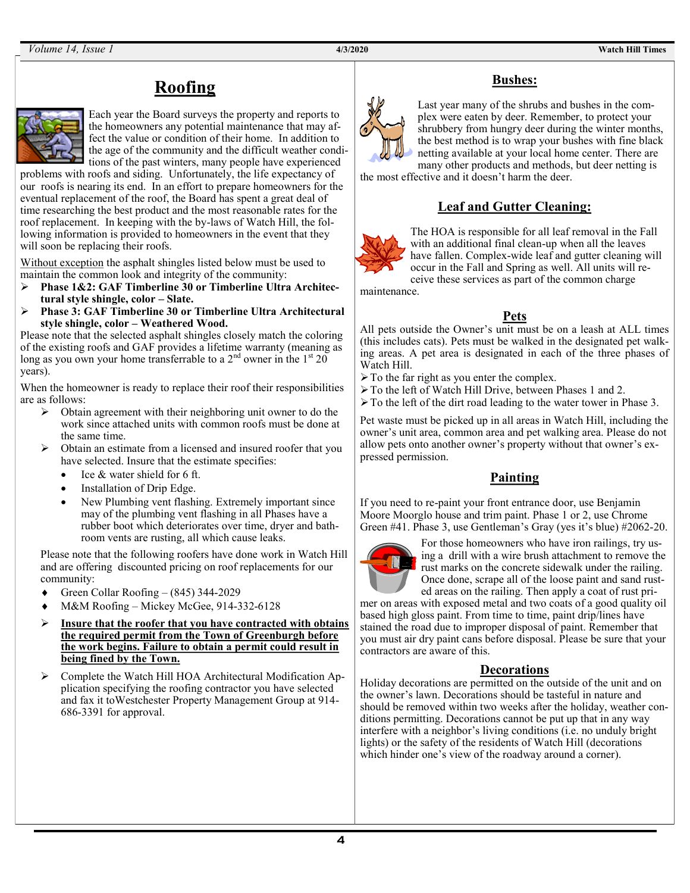## Roofing

Each year the Board surveys the property and reports to the homeowners any potential maintenance that may affect the value or condition of their home. In addition to the age of the community and the difficult weather conditions of the past winters, many people have experienced problems with roofs and siding. Unfortunately, the life expectancy of our roofs is nearing its end. In an effort to prepare homeowners for the eventual replacement of the roof, the Board has spent a great deal of time researching the best product and the most reasonable rates for the roof replacement. In keeping with the by-laws of Watch Hill, the following information is provided to homeowners in the event that they will soon be replacing their roofs.

Without exception the asphalt shingles listed below must be used to maintain the common look and integrity of the community:

- **Phase 1&2: GAF Timberline 30 or Timberline Ultra Architectural style shingle, color – Slate.**
- **Phase 3: GAF Timberline 30 or Timberline Ultra Architectural style shingle, color – Weathered Wood.**

Please note that the selected asphalt shingles closely match the coloring of the existing roofs and GAF provides a lifetime warranty (meaning as long as you own your home transferrable to a 2nd owner in the 1st 20 years).

When the homeowner is ready to replace their roof their responsibilities are as follows:

- Obtain agreement with their neighboring unit owner to do the work since attached units with common roofs must be done at the same time.
- Obtain an estimate from a licensed and insured roofer that you have selected. Insure that the estimate specifies:
  - Ice & water shield for 6 ft.
  - Installation of Drip Edge.
  - New Plumbing vent flashing. Extremely important since may of the plumbing vent flashing in all Phases have a rubber boot which deteriorates over time, dryer and bathroom vents are rusting, all which cause leaks.

Please note that the following roofers have done work in Watch Hill and are offering discounted pricing on roof replacements for our community:

- Green Collar Roofing – (845) 344-2029
- M&M Roofing – Mickey McGee, 914-332-6128

- **Insure that the roofer that you have contracted with obtains the required permit from the Town of Greenburgh before the work begins. Failure to obtain a permit could result in being fined by the Town.**
- Complete the Watch Hill HOA Architectural Modification Application specifying the roofing contractor you have selected and fax it toWestchester Property Management Group at 914-686-3391 for approval.

## Bushes:

Last year many of the shrubs and bushes in the complex were eaten by deer. Remember, to protect your shrubbery from hungry deer during the winter months, the best method is to wrap your bushes with fine black netting available at your local home center. There are many other products and methods, but deer netting is the most effective and it doesn't harm the deer.

## Leaf and Gutter Cleaning:

The HOA is responsible for all leaf removal in the Fall with an additional final clean-up when all the leaves have fallen. Complex-wide leaf and gutter cleaning will occur in the Fall and Spring as well. All units will receive these services as part of the common charge maintenance.

## Pets

All pets outside the Owner's unit must be on a leash at ALL times (this includes cats). Pets must be walked in the designated pet walking areas. A pet area is designated in each of the three phases of Watch Hill.

- To the far right as you enter the complex.
- To the left of Watch Hill Drive, between Phases 1 and 2.
- To the left of the dirt road leading to the water tower in Phase 3.

Pet waste must be picked up in all areas in Watch Hill, including the owner's unit area, common area and pet walking area. Please do not allow pets onto another owner's property without that owner's expressed permission.

## Painting

If you need to re-paint your front entrance door, use Benjamin Moore Moorglo house and trim paint. Phase 1 or 2, use Chrome Green #41. Phase 3, use Gentleman's Gray (yes it's blue) #2062-20.

For those homeowners who have iron railings, try using a drill with a wire brush attachment to remove the rust marks on the concrete sidewalk under the railing. Once done, scrape all of the loose paint and sand rusted areas on the railing. Then apply a coat of rust primer on areas with exposed metal and two coats of a good quality oil based high gloss paint. From time to time, paint drip/lines have stained the road due to improper disposal of paint. Remember that you must air dry paint cans before disposal. Please be sure that your contractors are aware of this.

## Decorations

Holiday decorations are permitted on the outside of the unit and on the owner's lawn. Decorations should be tasteful in nature and should be removed within two weeks after the holiday, weather conditions permitting. Decorations cannot be put up that in any way interfere with a neighbor's living conditions (i.e. no unduly bright lights) or the safety of the residents of Watch Hill (decorations which hinder one's view of the roadway around a corner).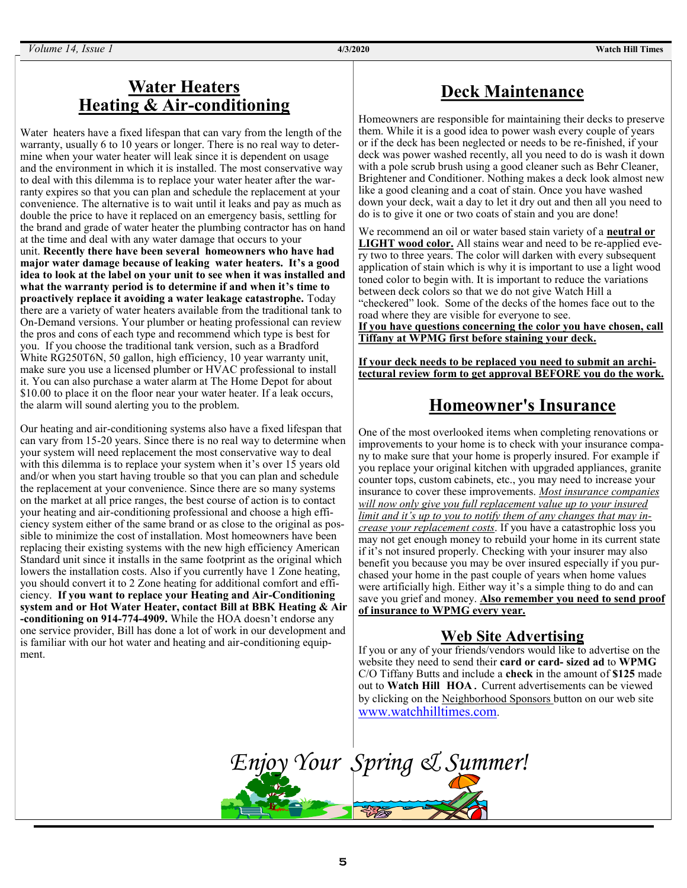# Water Heaters
# Heating & Air-conditioning

Water heaters have a fixed lifespan that can vary from the length of the warranty, usually 6 to 10 years or longer. There is no real way to determine when your water heater will leak since it is dependent on usage and the environment in which it is installed. The most conservative way to deal with this dilemma is to replace your water heater after the warranty expires so that you can plan and schedule the replacement at your convenience. The alternative is to wait until it leaks and pay as much as double the price to have it replaced on an emergency basis, settling for the brand and grade of water heater the plumbing contractor has on hand at the time and deal with any water damage that occurs to your unit. **Recently there have been several homeowners who have had major water damage because of leaking water heaters. It's a good idea to look at the label on your unit to see when it was installed and what the warranty period is to determine if and when it's time to proactively replace it avoiding a water leakage catastrophe.** Today there are a variety of water heaters available from the traditional tank to On-Demand versions. Your plumber or heating professional can review the pros and cons of each type and recommend which type is best for you. If you choose the traditional tank version, such as a Bradford White RG250T6N, 50 gallon, high efficiency, 10 year warranty unit, make sure you use a licensed plumber or HVAC professional to install it. You can also purchase a water alarm at The Home Depot for about $10.00 to place it on the floor near your water heater. If a leak occurs, the alarm will sound alerting you to the problem.

Our heating and air-conditioning systems also have a fixed lifespan that can vary from 15-20 years. Since there is no real way to determine when your system will need replacement the most conservative way to deal with this dilemma is to replace your system when it's over 15 years old and/or when you start having trouble so that you can plan and schedule the replacement at your convenience. Since there are so many systems on the market at all price ranges, the best course of action is to contact your heating and air-conditioning professional and choose a high efficiency system either of the same brand or as close to the original as possible to minimize the cost of installation. Most homeowners have been replacing their existing systems with the new high efficiency American Standard unit since it installs in the same footprint as the original which lowers the installation costs. Also if you currently have 1 Zone heating, you should convert it to 2 Zone heating for additional comfort and efficiency. **If you want to replace your Heating and Air-Conditioning system and or Hot Water Heater, contact Bill at BBK Heating & Air-conditioning on 914-774-4909.** While the HOA doesn't endorse any one service provider, Bill has done a lot of work in our development and is familiar with our hot water and heating and air-conditioning equipment.

# Deck Maintenance

Homeowners are responsible for maintaining their decks to preserve them. While it is a good idea to power wash every couple of years or if the deck has been neglected or needs to be re-finished, if your deck was power washed recently, all you need to do is wash it down with a pole scrub brush using a good cleaner such as Behr Cleaner, Brightener and Conditioner. Nothing makes a deck look almost new like a good cleaning and a coat of stain. Once you have washed down your deck, wait a day to let it dry out and then all you need to do is to give it one or two coats of stain and you are done!

We recommend an oil or water based stain variety of a **neutral or LIGHT wood color.** All stains wear and need to be re-applied every two to three years. The color will darken with every subsequent application of stain which is why it is important to use a light wood toned color to begin with. It is important to reduce the variations between deck colors so that we do not give Watch Hill a "checkered" look. Some of the decks of the homes face out to the road where they are visible for everyone to see.

**If you have questions concerning the color you have chosen, call Tiffany at WPMG first before staining your deck.**

**If your deck needs to be replaced you need to submit an architectural review form to get approval BEFORE you do the work.**

# Homeowner's Insurance

One of the most overlooked items when completing renovations or improvements to your home is to check with your insurance company to make sure that your home is properly insured. For example if you replace your original kitchen with upgraded appliances, granite counter tops, custom cabinets, etc., you may need to increase your insurance to cover these improvements. *Most insurance companies will now only give you full replacement value up to your insured limit and it's up to you to notify them of any changes that may increase your replacement costs*. If you have a catastrophic loss you may not get enough money to rebuild your home in its current state if it's not insured properly. Checking with your insurer may also benefit you because you may be over insured especially if you purchased your home in the past couple of years when home values were artificially high. Either way it's a simple thing to do and can save you grief and money. **Also remember you need to send proof of insurance to WPMG every year.**

## Web Site Advertising

If you or any of your friends/vendors would like to advertise on the website they need to send their **card or card- sized ad** to **WPMG** C/O Tiffany Butts and include a **check** in the amount of **$125** made out to **Watch Hill HOA.** Current advertisements can be viewed by clicking on the Neighborhood Sponsors button on our web site www.watchhilltimes.com.

*Enjoy Your Spring & Summer!*